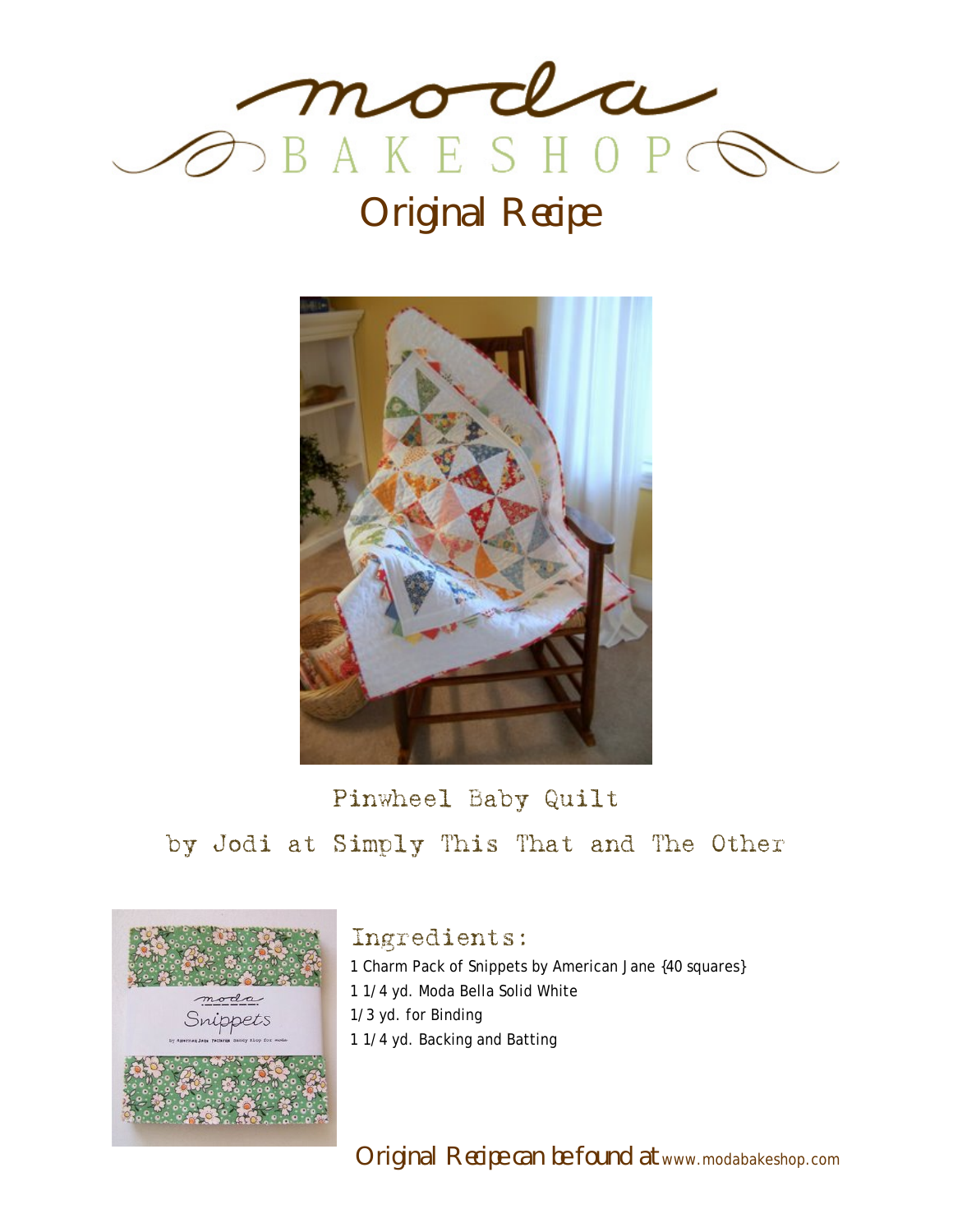# moda BAKESHOP

## Original Recipe

## Pinwheel Baby Quilt

by Jodi at Simply This That and The Other

### Ingredients:

1 Charm Pack of Snippets by American Jane {40 squares}
1 1/4 yd. Moda Bella Solid White
1/3 yd. for Binding
1 1/4 yd. Backing and Batting

Original Recipe can be found at www.modabakeshop.com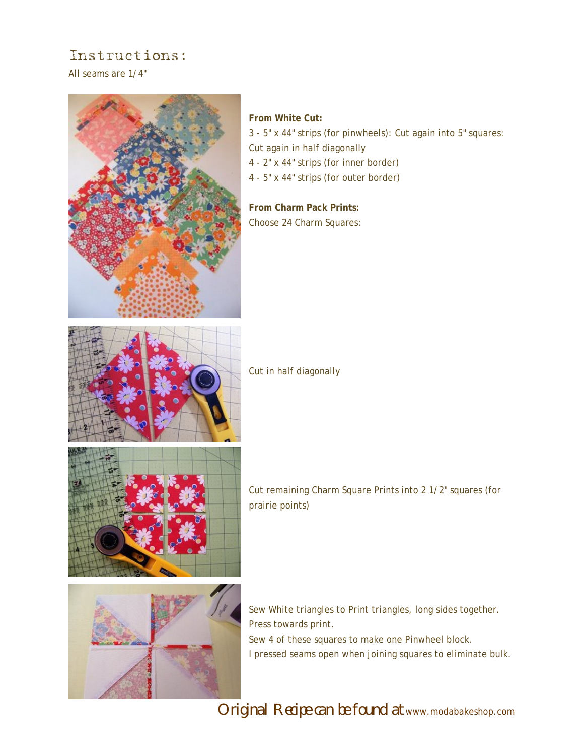# Instructions:

All seams are 1/4"

**From White Cut:**

3 - 5" x 44" strips (for pinwheels): Cut again into 5" squares: Cut again in half diagonally

4 - 2" x 44" strips (for inner border)

4 - 5" x 44" strips (for outer border)

**From Charm Pack Prints:**

Choose 24 Charm Squares:

Cut in half diagonally

Cut remaining Charm Square Prints into 2 1/2" squares (for prairie points)

Sew White triangles to Print triangles, long sides together. Press towards print.

Sew 4 of these squares to make one Pinwheel block.

I pressed seams open when joining squares to eliminate bulk.

Original Recipe can be found at www.modabakeshop.com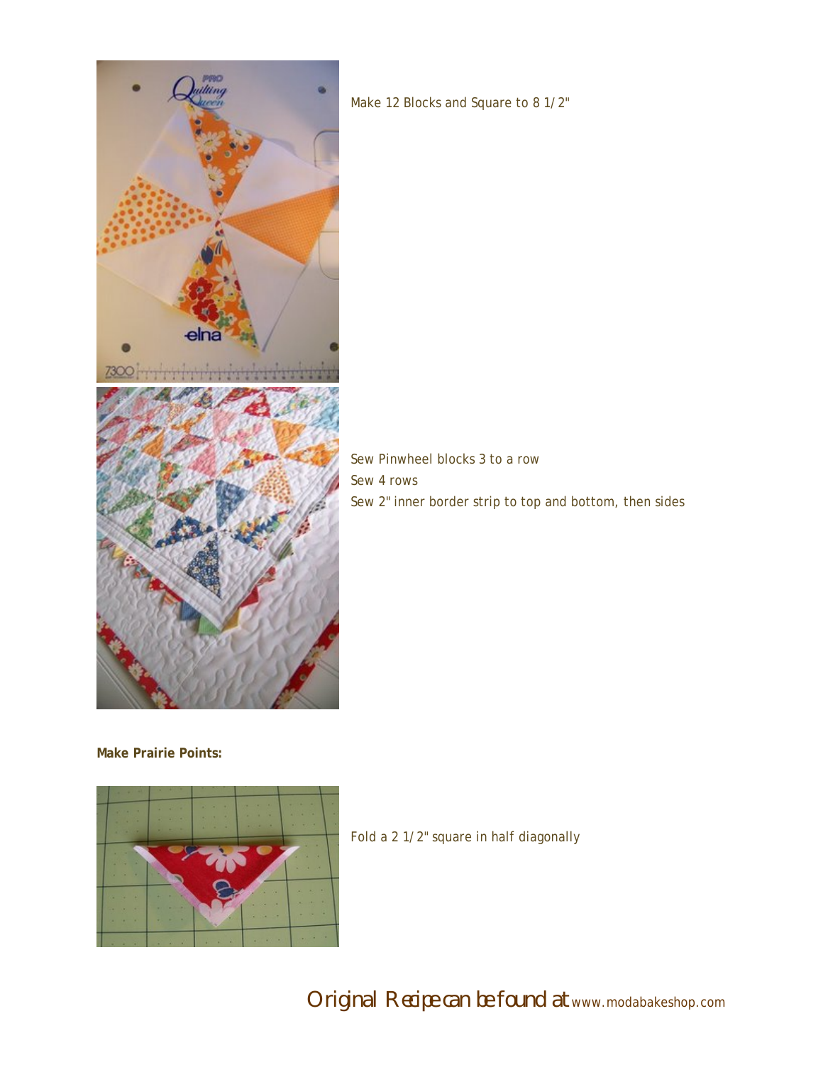Make 12 Blocks and Square to 8 1/2"

Sew Pinwheel blocks 3 to a row
Sew 4 rows
Sew 2" inner border strip to top and bottom, then sides

**Make Prairie Points:**

Fold a 2 1/2" square in half diagonally

Original Recipe can be found at www.modabakeshop.com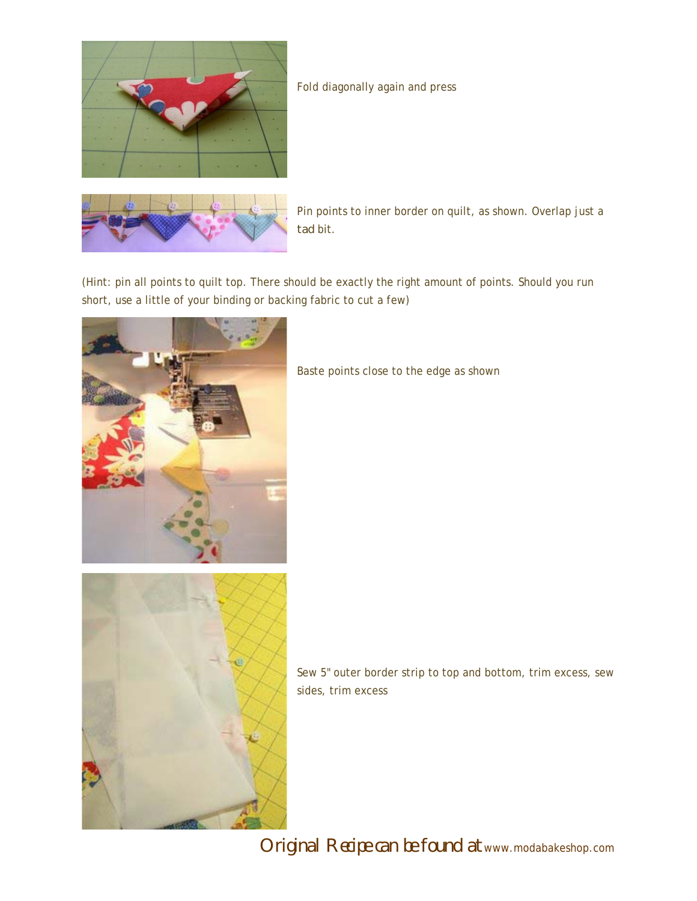Fold diagonally again and press

Pin points to inner border on quilt, as shown. Overlap just a tad bit.

(Hint: pin all points to quilt top. There should be exactly the right amount of points. Should you run short, use a little of your binding or backing fabric to cut a few)

Baste points close to the edge as shown

Sew 5" outer border strip to top and bottom, trim excess, sew sides, trim excess

Original Recipe can be found at www.modabakeshop.com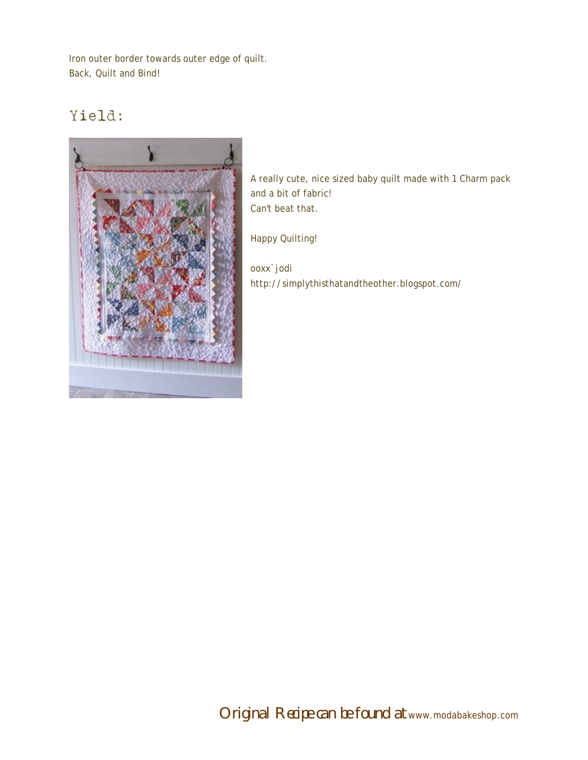Iron outer border towards outer edge of quilt.
Back, Quilt and Bind!

## Yield:

A really cute, nice sized baby quilt made with 1 Charm pack and a bit of fabric!
Can't beat that.

Happy Quilting!

ooxx`jodi
http://simplythisthatandtheother.blogspot.com/

Original Recipe can be found at www.modabakeshop.com